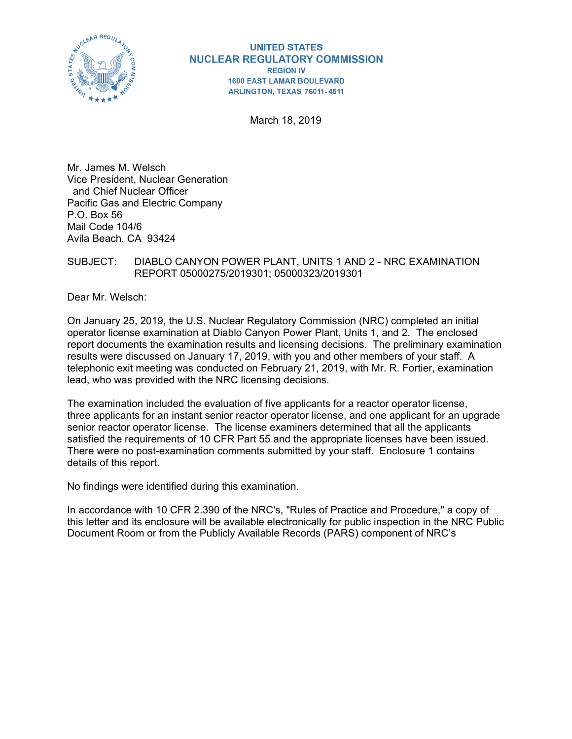**UNITED STATES**
**NUCLEAR REGULATORY COMMISSION**
**REGION IV**
**1600 EAST LAMAR BOULEVARD**
**ARLINGTON, TEXAS 76011-4511**

March 18, 2019

Mr. James M. Welsch
Vice President, Nuclear Generation
and Chief Nuclear Officer
Pacific Gas and Electric Company
P.O. Box 56
Mail Code 104/6
Avila Beach, CA 93424

SUBJECT: DIABLO CANYON POWER PLANT, UNITS 1 AND 2 - NRC EXAMINATION REPORT 05000275/2019301; 05000323/2019301

Dear Mr. Welsch:

On January 25, 2019, the U.S. Nuclear Regulatory Commission (NRC) completed an initial operator license examination at Diablo Canyon Power Plant, Units 1, and 2. The enclosed report documents the examination results and licensing decisions. The preliminary examination results were discussed on January 17, 2019, with you and other members of your staff. A telephonic exit meeting was conducted on February 21, 2019, with Mr. R. Fortier, examination lead, who was provided with the NRC licensing decisions.

The examination included the evaluation of five applicants for a reactor operator license, three applicants for an instant senior reactor operator license, and one applicant for an upgrade senior reactor operator license. The license examiners determined that all the applicants satisfied the requirements of 10 CFR Part 55 and the appropriate licenses have been issued. There were no post-examination comments submitted by your staff. Enclosure 1 contains details of this report.

No findings were identified during this examination.

In accordance with 10 CFR 2.390 of the NRC's, "Rules of Practice and Procedure," a copy of this letter and its enclosure will be available electronically for public inspection in the NRC Public Document Room or from the Publicly Available Records (PARS) component of NRC's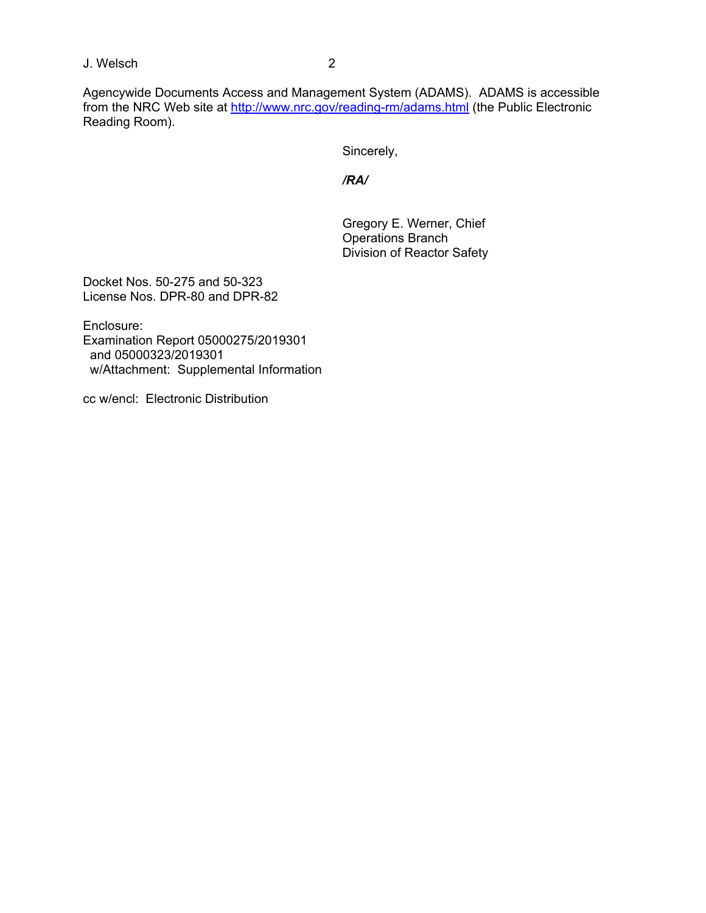Agencywide Documents Access and Management System (ADAMS). ADAMS is accessible from the NRC Web site at http://www.nrc.gov/reading-rm/adams.html (the Public Electronic Reading Room).

Sincerely,

***/RA/***

Gregory E. Werner, Chief
Operations Branch
Division of Reactor Safety

Docket Nos. 50-275 and 50-323
License Nos. DPR-80 and DPR-82

Enclosure:
Examination Report 05000275/2019301
and 05000323/2019301
w/Attachment: Supplemental Information

cc w/encl: Electronic Distribution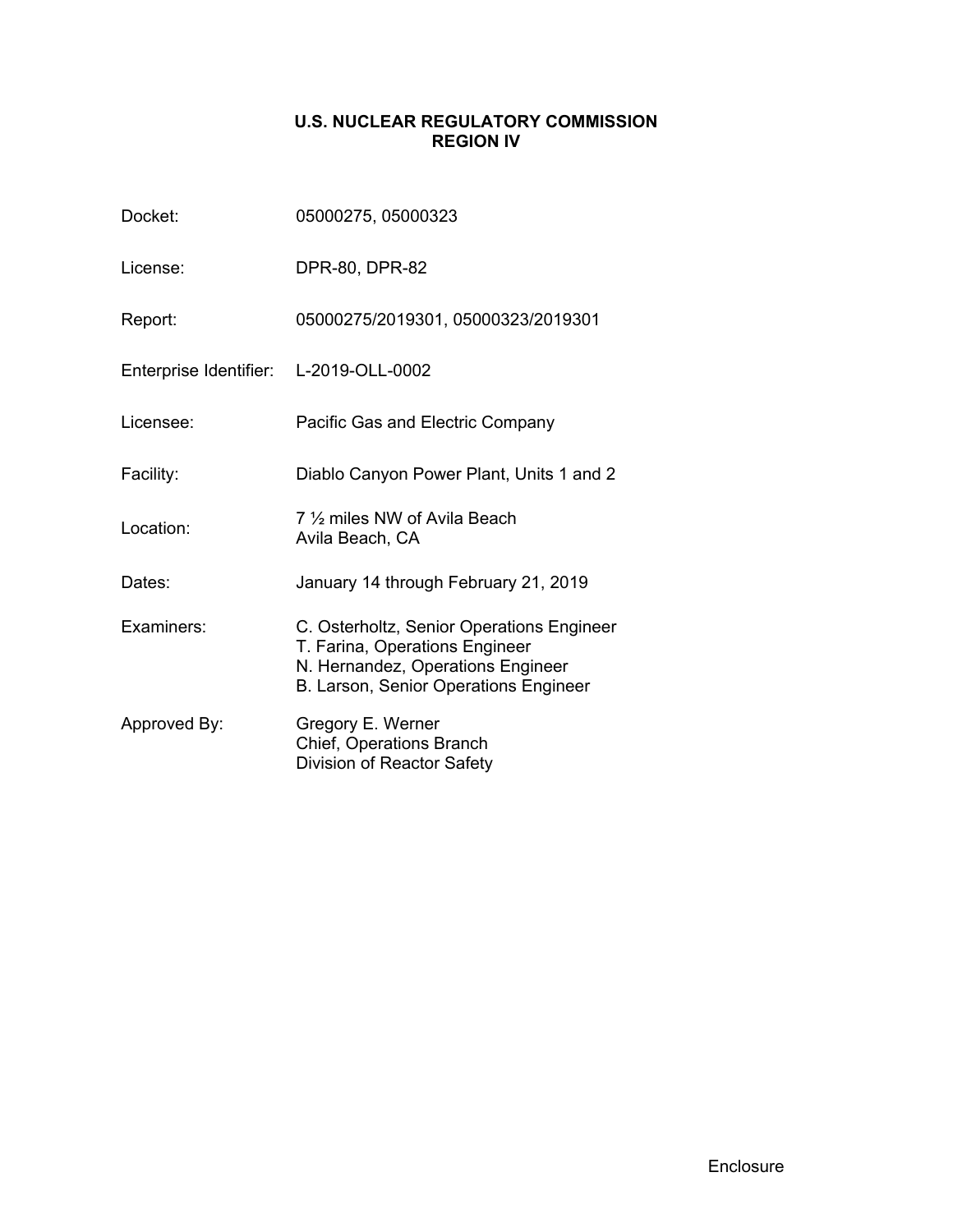# U.S. NUCLEAR REGULATORY COMMISSION
## REGION IV

| | |
|---|---|
| Docket: | 05000275, 05000323 |
| License: | DPR-80, DPR-82 |
| Report: | 05000275/2019301, 05000323/2019301 |
| Enterprise Identifier: | L-2019-OLL-0002 |
| Licensee: | Pacific Gas and Electric Company |
| Facility: | Diablo Canyon Power Plant, Units 1 and 2 |
| Location: | 7 ½ miles NW of Avila Beach<br>Avila Beach, CA |
| Dates: | January 14 through February 21, 2019 |
| Examiners: | C. Osterholtz, Senior Operations Engineer<br>T. Farina, Operations Engineer<br>N. Hernandez, Operations Engineer<br>B. Larson, Senior Operations Engineer |
| Approved By: | Gregory E. Werner<br>Chief, Operations Branch<br>Division of Reactor Safety |

Enclosure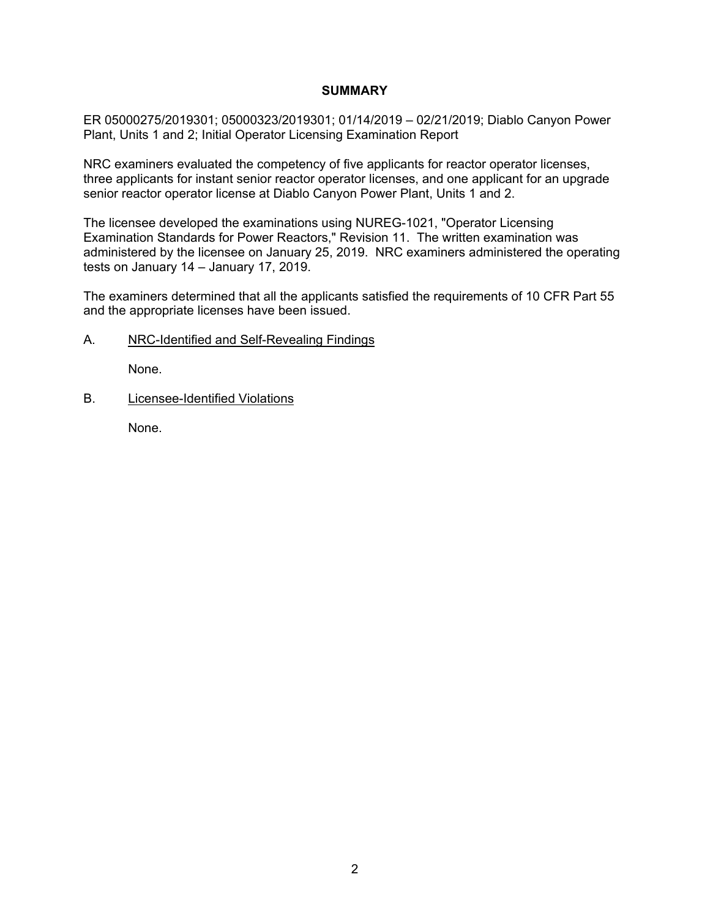## SUMMARY

ER 05000275/2019301; 05000323/2019301; 01/14/2019 – 02/21/2019; Diablo Canyon Power Plant, Units 1 and 2; Initial Operator Licensing Examination Report

NRC examiners evaluated the competency of five applicants for reactor operator licenses, three applicants for instant senior reactor operator licenses, and one applicant for an upgrade senior reactor operator license at Diablo Canyon Power Plant, Units 1 and 2.

The licensee developed the examinations using NUREG-1021, "Operator Licensing Examination Standards for Power Reactors," Revision 11. The written examination was administered by the licensee on January 25, 2019. NRC examiners administered the operating tests on January 14 – January 17, 2019.

The examiners determined that all the applicants satisfied the requirements of 10 CFR Part 55 and the appropriate licenses have been issued.

A. NRC-Identified and Self-Revealing Findings

None.

B. Licensee-Identified Violations

None.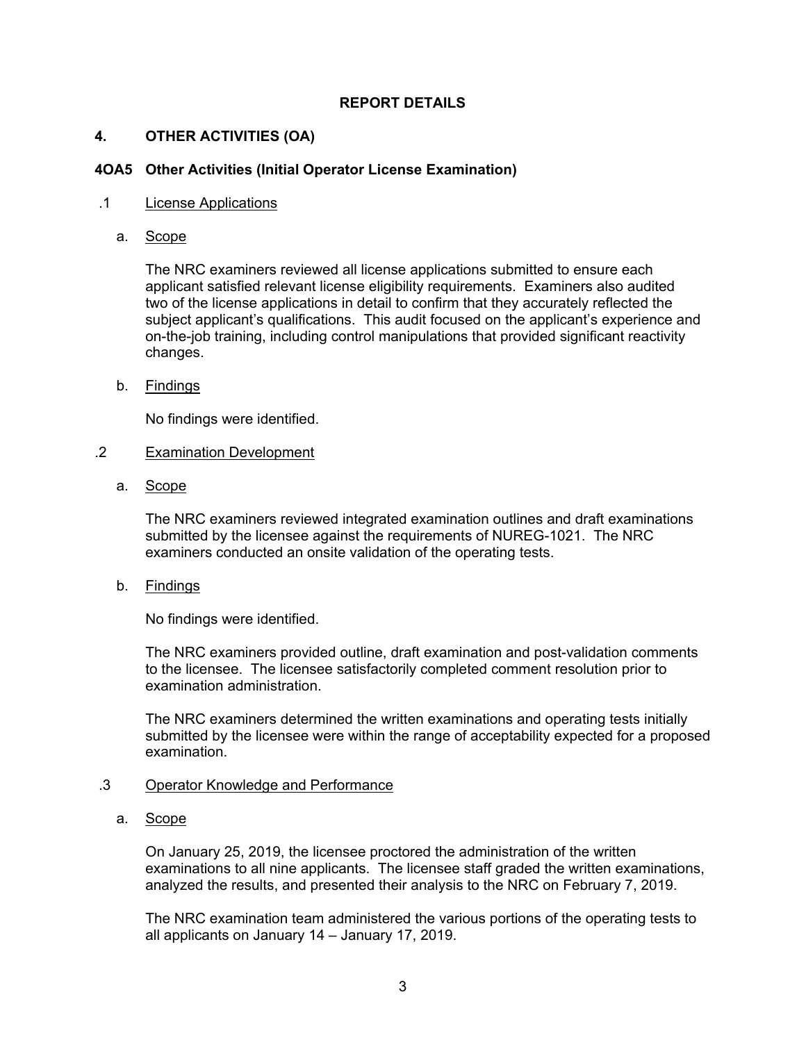## REPORT DETAILS

## 4. OTHER ACTIVITIES (OA)

### 4OA5 Other Activities (Initial Operator License Examination)

.1 License Applications

a. Scope

The NRC examiners reviewed all license applications submitted to ensure each applicant satisfied relevant license eligibility requirements. Examiners also audited two of the license applications in detail to confirm that they accurately reflected the subject applicant's qualifications. This audit focused on the applicant's experience and on-the-job training, including control manipulations that provided significant reactivity changes.

b. Findings

No findings were identified.

.2 Examination Development

a. Scope

The NRC examiners reviewed integrated examination outlines and draft examinations submitted by the licensee against the requirements of NUREG-1021. The NRC examiners conducted an onsite validation of the operating tests.

b. Findings

No findings were identified.

The NRC examiners provided outline, draft examination and post-validation comments to the licensee. The licensee satisfactorily completed comment resolution prior to examination administration.

The NRC examiners determined the written examinations and operating tests initially submitted by the licensee were within the range of acceptability expected for a proposed examination.

.3 Operator Knowledge and Performance

a. Scope

On January 25, 2019, the licensee proctored the administration of the written examinations to all nine applicants. The licensee staff graded the written examinations, analyzed the results, and presented their analysis to the NRC on February 7, 2019.

The NRC examination team administered the various portions of the operating tests to all applicants on January 14 – January 17, 2019.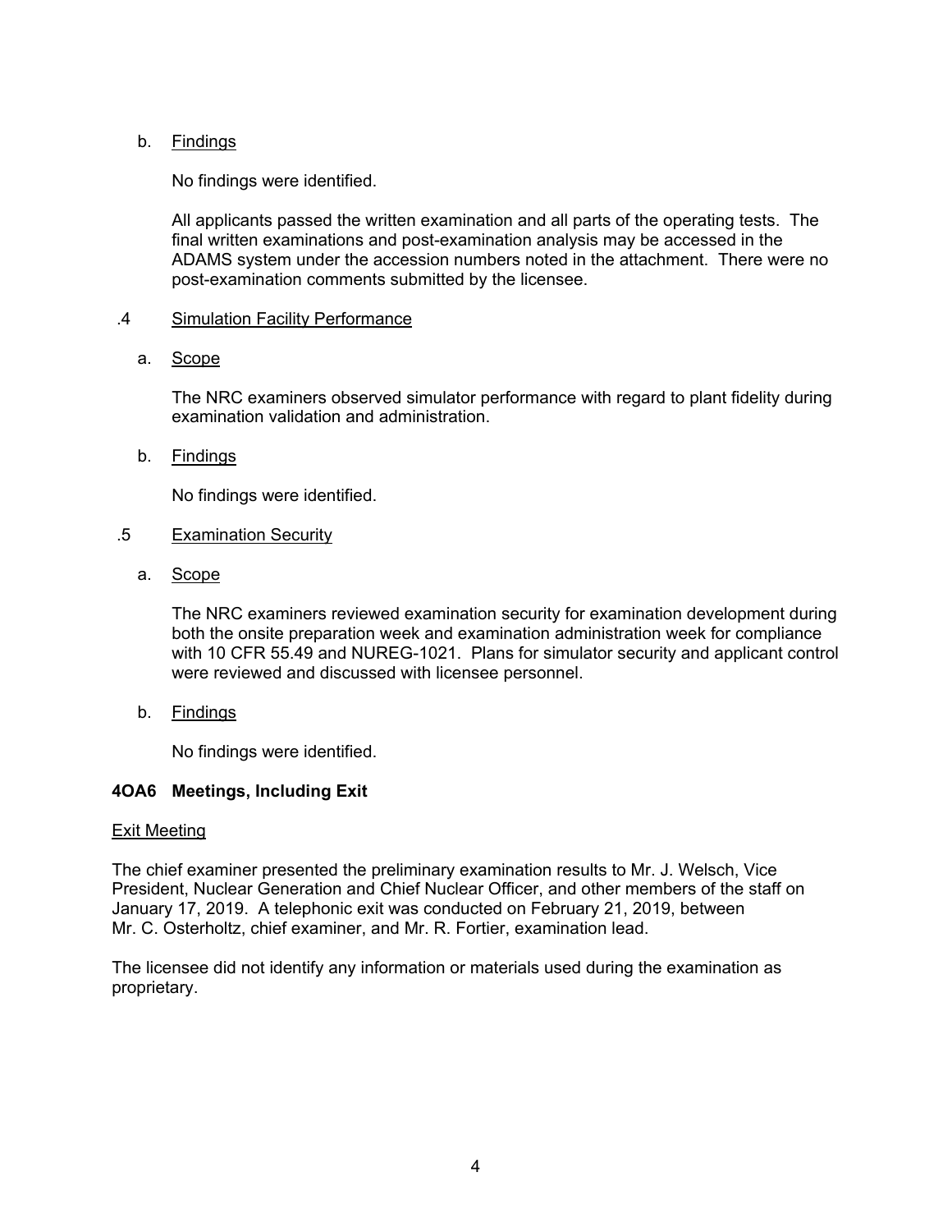b. Findings

No findings were identified.

All applicants passed the written examination and all parts of the operating tests. The final written examinations and post-examination analysis may be accessed in the ADAMS system under the accession numbers noted in the attachment. There were no post-examination comments submitted by the licensee.

.4 Simulation Facility Performance

a. Scope

The NRC examiners observed simulator performance with regard to plant fidelity during examination validation and administration.

b. Findings

No findings were identified.

.5 Examination Security

a. Scope

The NRC examiners reviewed examination security for examination development during both the onsite preparation week and examination administration week for compliance with 10 CFR 55.49 and NUREG-1021. Plans for simulator security and applicant control were reviewed and discussed with licensee personnel.

b. Findings

No findings were identified.

**4OA6 Meetings, Including Exit**

Exit Meeting

The chief examiner presented the preliminary examination results to Mr. J. Welsch, Vice President, Nuclear Generation and Chief Nuclear Officer, and other members of the staff on January 17, 2019. A telephonic exit was conducted on February 21, 2019, between Mr. C. Osterholtz, chief examiner, and Mr. R. Fortier, examination lead.

The licensee did not identify any information or materials used during the examination as proprietary.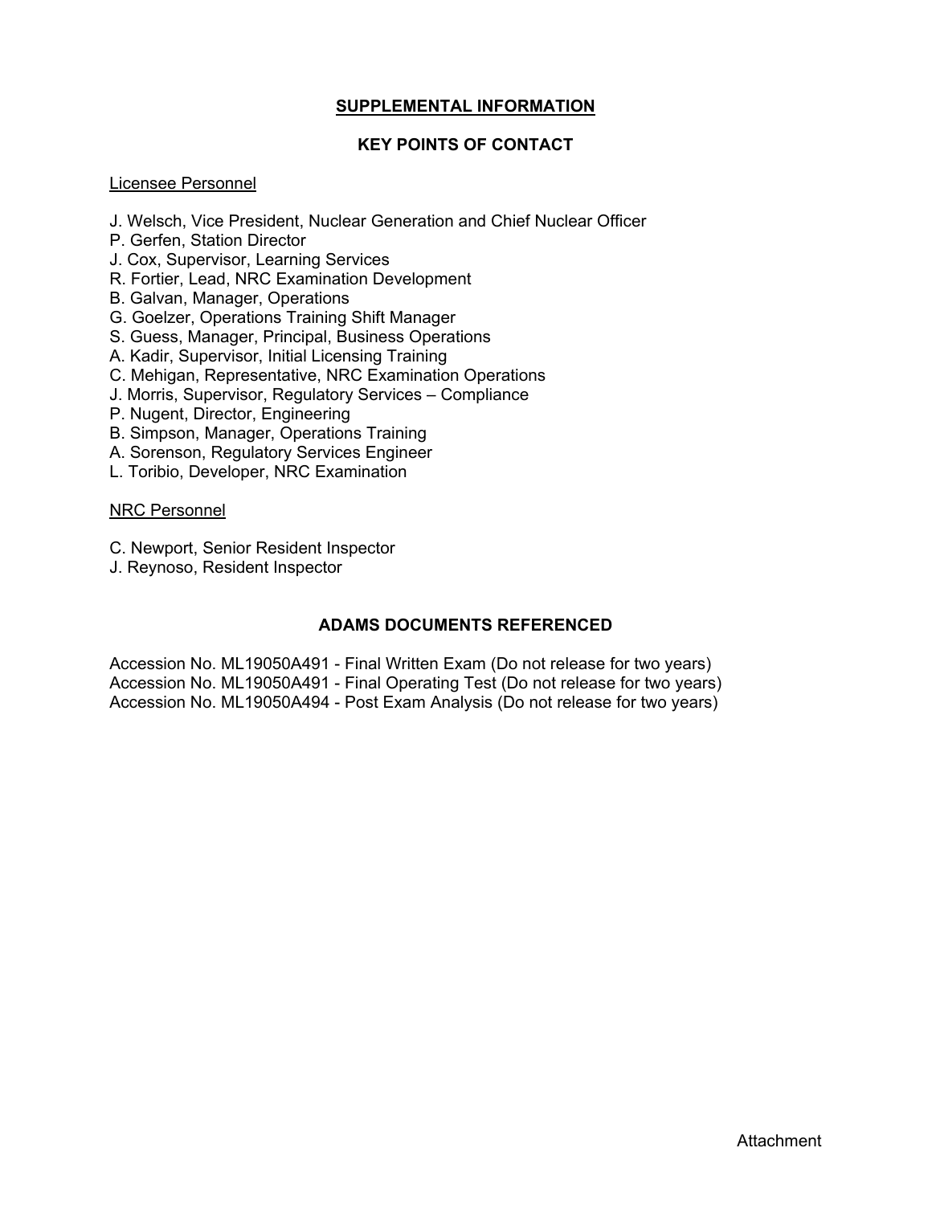## SUPPLEMENTAL INFORMATION

### KEY POINTS OF CONTACT

Licensee Personnel

J. Welsch, Vice President, Nuclear Generation and Chief Nuclear Officer
P. Gerfen, Station Director
J. Cox, Supervisor, Learning Services
R. Fortier, Lead, NRC Examination Development
B. Galvan, Manager, Operations
G. Goelzer, Operations Training Shift Manager
S. Guess, Manager, Principal, Business Operations
A. Kadir, Supervisor, Initial Licensing Training
C. Mehigan, Representative, NRC Examination Operations
J. Morris, Supervisor, Regulatory Services – Compliance
P. Nugent, Director, Engineering
B. Simpson, Manager, Operations Training
A. Sorenson, Regulatory Services Engineer
L. Toribio, Developer, NRC Examination

NRC Personnel

C. Newport, Senior Resident Inspector
J. Reynoso, Resident Inspector

### ADAMS DOCUMENTS REFERENCED

Accession No. ML19050A491 - Final Written Exam (Do not release for two years)
Accession No. ML19050A491 - Final Operating Test (Do not release for two years)
Accession No. ML19050A494 - Post Exam Analysis (Do not release for two years)

Attachment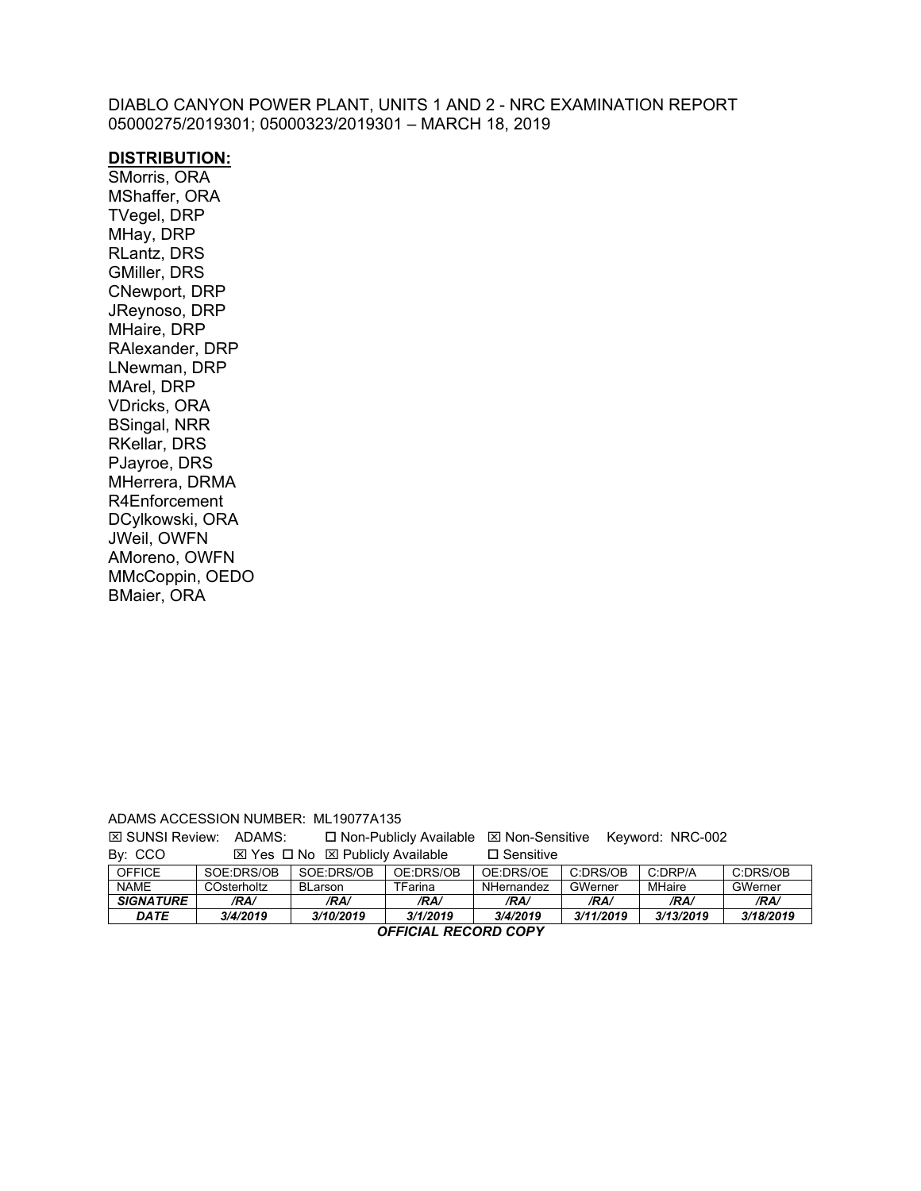DIABLO CANYON POWER PLANT, UNITS 1 AND 2 - NRC EXAMINATION REPORT 05000275/2019301; 05000323/2019301 – MARCH 18, 2019

**DISTRIBUTION:**

SMorris, ORA
MShaffer, ORA
TVegel, DRP
MHay, DRP
RLantz, DRS
GMiller, DRS
CNewport, DRP
JReynoso, DRP
MHaire, DRP
RAlexander, DRP
LNewman, DRP
MArel, DRP
VDricks, ORA
BSingal, NRR
RKellar, DRS
PJayroe, DRS
MHerrera, DRMA
R4Enforcement
DCylkowski, ORA
JWeil, OWFN
AMoreno, OWFN
MMcCoppin, OEDO
BMaier, ORA

ADAMS ACCESSION NUMBER: ML19077A135

☒ SUNSI Review: ADAMS: ☐ Non-Publicly Available ☒ Non-Sensitive Keyword: NRC-002
By: CCO ☒ Yes ☐ No ☒ Publicly Available ☐ Sensitive

| OFFICE | SOE:DRS/OB | SOE:DRS/OB | OE:DRS/OB | OE:DRS/OE | C:DRS/OB | C:DRP/A | C:DRS/OB |
|---|---|---|---|---|---|---|---|
| NAME | COsterholtz | BLarson | TFarina | NHernandez | GWerner | MHaire | GWerner |
| ***SIGNATURE*** | ***/RA/*** | ***/RA/*** | ***/RA/*** | ***/RA/*** | ***/RA/*** | ***/RA/*** | ***/RA/*** |
| ***DATE*** | ***3/4/2019*** | ***3/10/2019*** | ***3/1/2019*** | ***3/4/2019*** | ***3/11/2019*** | ***3/13/2019*** | ***3/18/2019*** |

***OFFICIAL RECORD COPY***